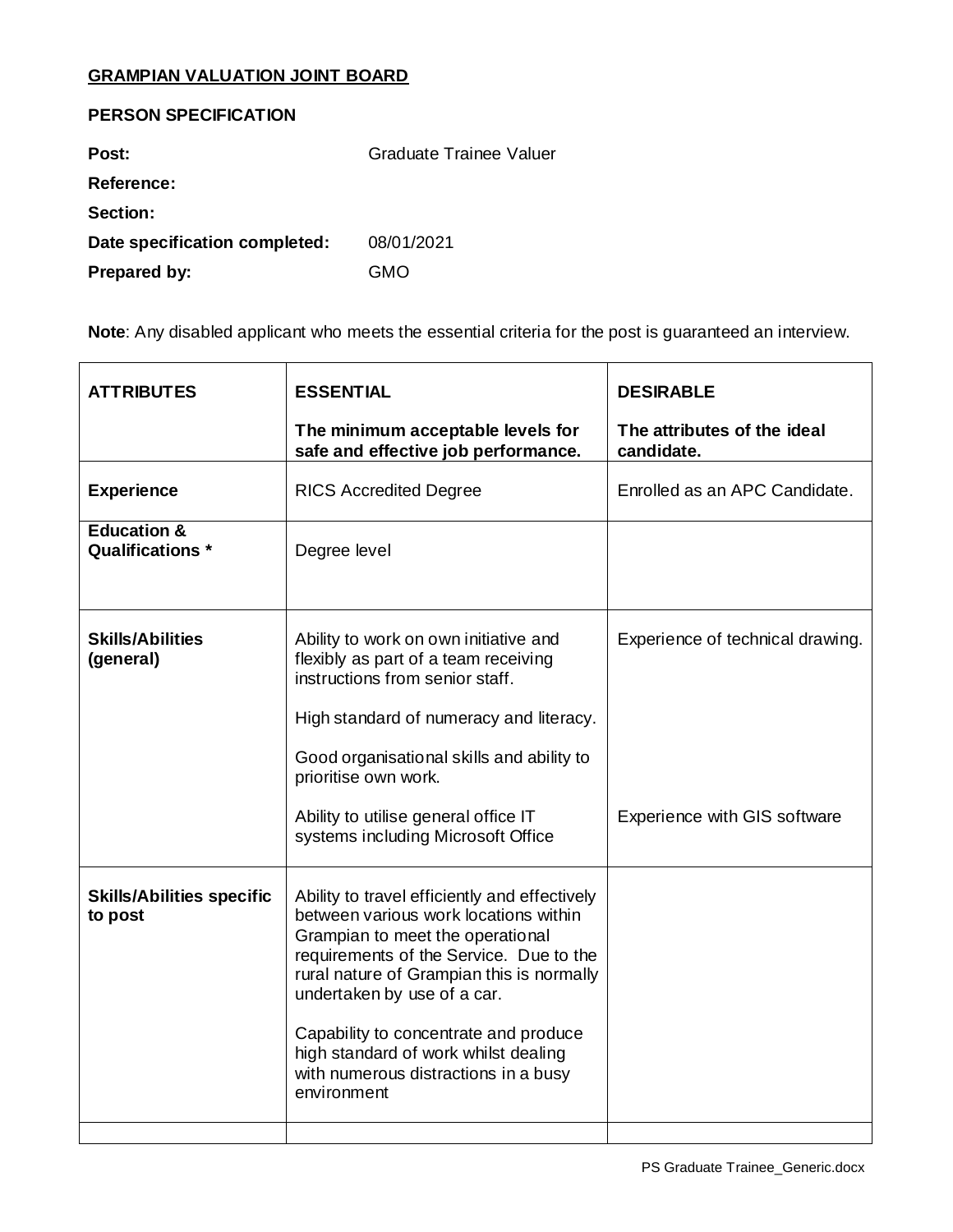**GRAMPIAN VALUATION JOINT BOARD**

**PERSON SPECIFICATION**

**Post:** Graduate Trainee Valuer

**Reference:**

**Section:**

**Date specification completed:** 08/01/2021

**Prepared by:** GMO

**Note**: Any disabled applicant who meets the essential criteria for the post is guaranteed an interview.

| ATTRIBUTES | ESSENTIAL<br>The minimum acceptable levels for safe and effective job performance. | DESIRABLE<br>The attributes of the ideal candidate. |
| --- | --- | --- |
| **Experience** | RICS Accredited Degree | Enrolled as an APC Candidate. |
| **Education & Qualifications *** | Degree level | |
| **Skills/Abilities (general)** | Ability to work on own initiative and flexibly as part of a team receiving instructions from senior staff.<br><br>High standard of numeracy and literacy.<br><br>Good organisational skills and ability to prioritise own work.<br><br>Ability to utilise general office IT systems including Microsoft Office | Experience of technical drawing.<br><br>Experience with GIS software |
| **Skills/Abilities specific to post** | Ability to travel efficiently and effectively between various work locations within Grampian to meet the operational requirements of the Service. Due to the rural nature of Grampian this is normally undertaken by use of a car.<br><br>Capability to concentrate and produce high standard of work whilst dealing with numerous distractions in a busy environment | |
| | | |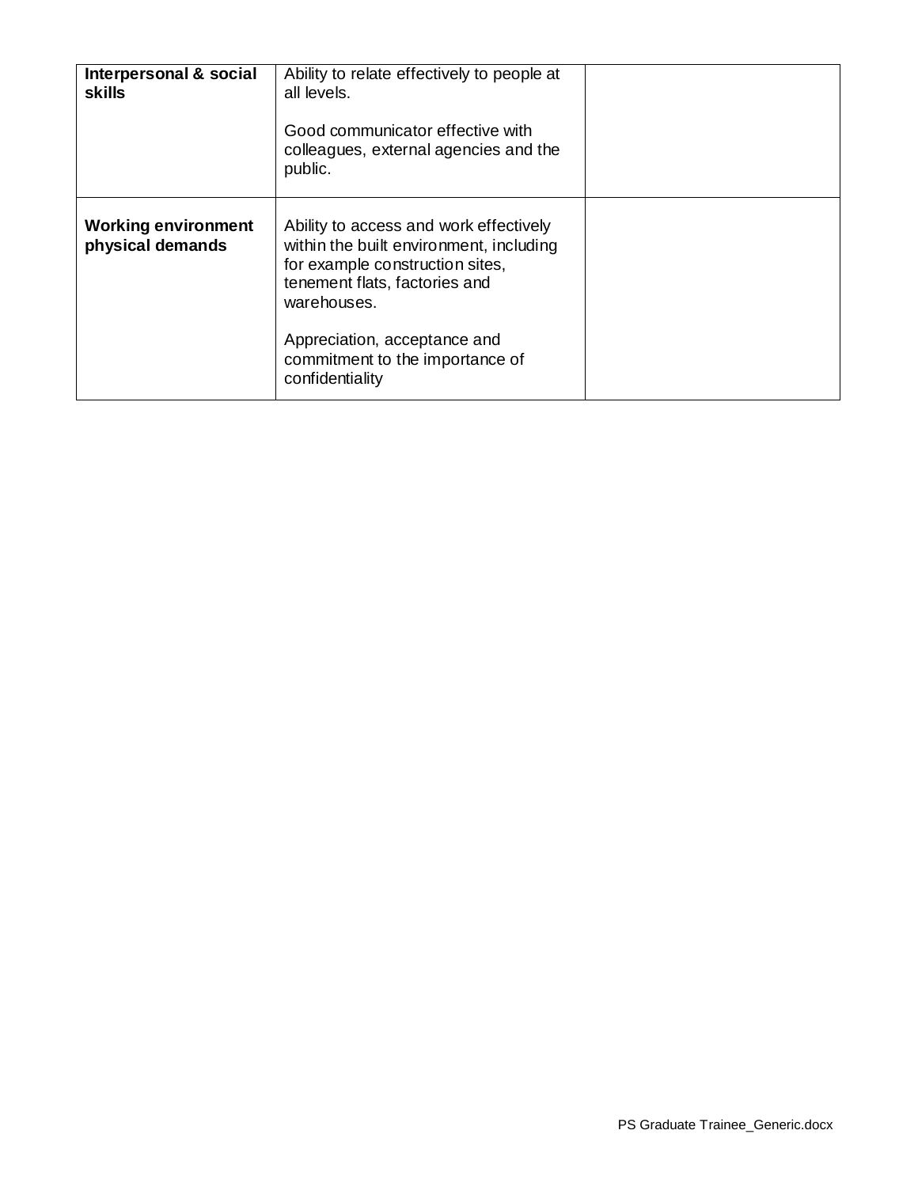| | | |
|---|---|---|
| **Interpersonal & social skills** | Ability to relate effectively to people at all levels.<br><br>Good communicator effective with colleagues, external agencies and the public. | |
| **Working environment physical demands** | Ability to access and work effectively within the built environment, including for example construction sites, tenement flats, factories and warehouses.<br><br>Appreciation, acceptance and commitment to the importance of confidentiality | |